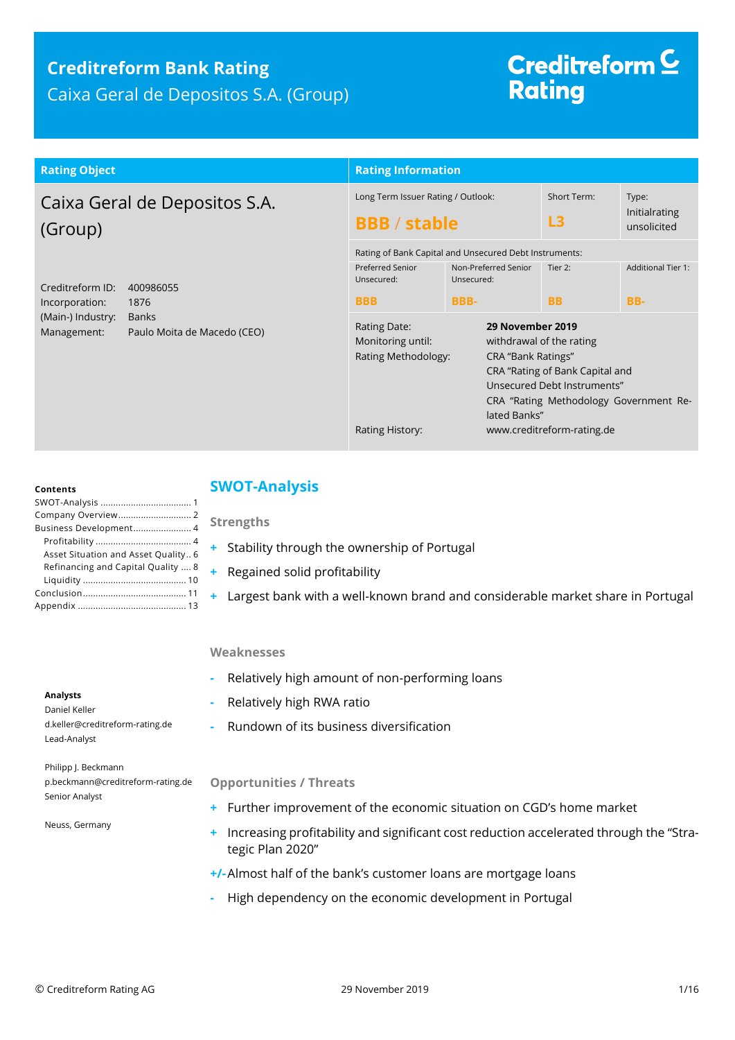# Creditreform Bank Rating

Caixa Geral de Depositos S.A. (Group)

Creditreform Rating

| Rating Object | |
|---|---|
| Caixa Geral de Depositos S.A. (Group) | |
| Creditreform ID: | 400986055 |
| Incorporation: | 1876 |
| (Main-) Industry: | Banks |
| Management: | Paulo Moita de Macedo (CEO) |

**Rating Information**

| Long Term Issuer Rating / Outlook: | | Short Term: | Type: |
|---|---|---|---|
| **BBB / stable** | | **L3** | Initialrating unsolicited |

Rating of Bank Capital and Unsecured Debt Instruments:

| Preferred Senior Unsecured: | Non-Preferred Senior Unsecured: | Tier 2: | Additional Tier 1: |
|---|---|---|---|
| **BBB** | **BBB-** | **BB** | **BB-** |

| | |
|---|---|
| Rating Date: | **29 November 2019** |
| Monitoring until: | withdrawal of the rating |
| Rating Methodology: | CRA "Bank Ratings"<br>CRA "Rating of Bank Capital and Unsecured Debt Instruments"<br>CRA "Rating Methodology Government Related Banks" |
| Rating History: | www.creditreform-rating.de |

**Contents**

- SWOT-Analysis ... 1
- Company Overview ... 2
- Business Development ... 4
  - Profitability ... 4
  - Asset Situation and Asset Quality ... 6
  - Refinancing and Capital Quality ... 8
  - Liquidity ... 10
- Conclusion ... 11
- Appendix ... 13

**Analysts**

Daniel Keller
d.keller@creditreform-rating.de
Lead-Analyst

Philipp J. Beckmann
p.beckmann@creditreform-rating.de
Senior Analyst

Neuss, Germany

## SWOT-Analysis

### Strengths

+ Stability through the ownership of Portugal
+ Regained solid profitability
+ Largest bank with a well-known brand and considerable market share in Portugal

### Weaknesses

- Relatively high amount of non-performing loans
- Relatively high RWA ratio
- Rundown of its business diversification

### Opportunities / Threats

+ Further improvement of the economic situation on CGD's home market
+ Increasing profitability and significant cost reduction accelerated through the "Strategic Plan 2020"

+/- Almost half of the bank's customer loans are mortgage loans

- High dependency on the economic development in Portugal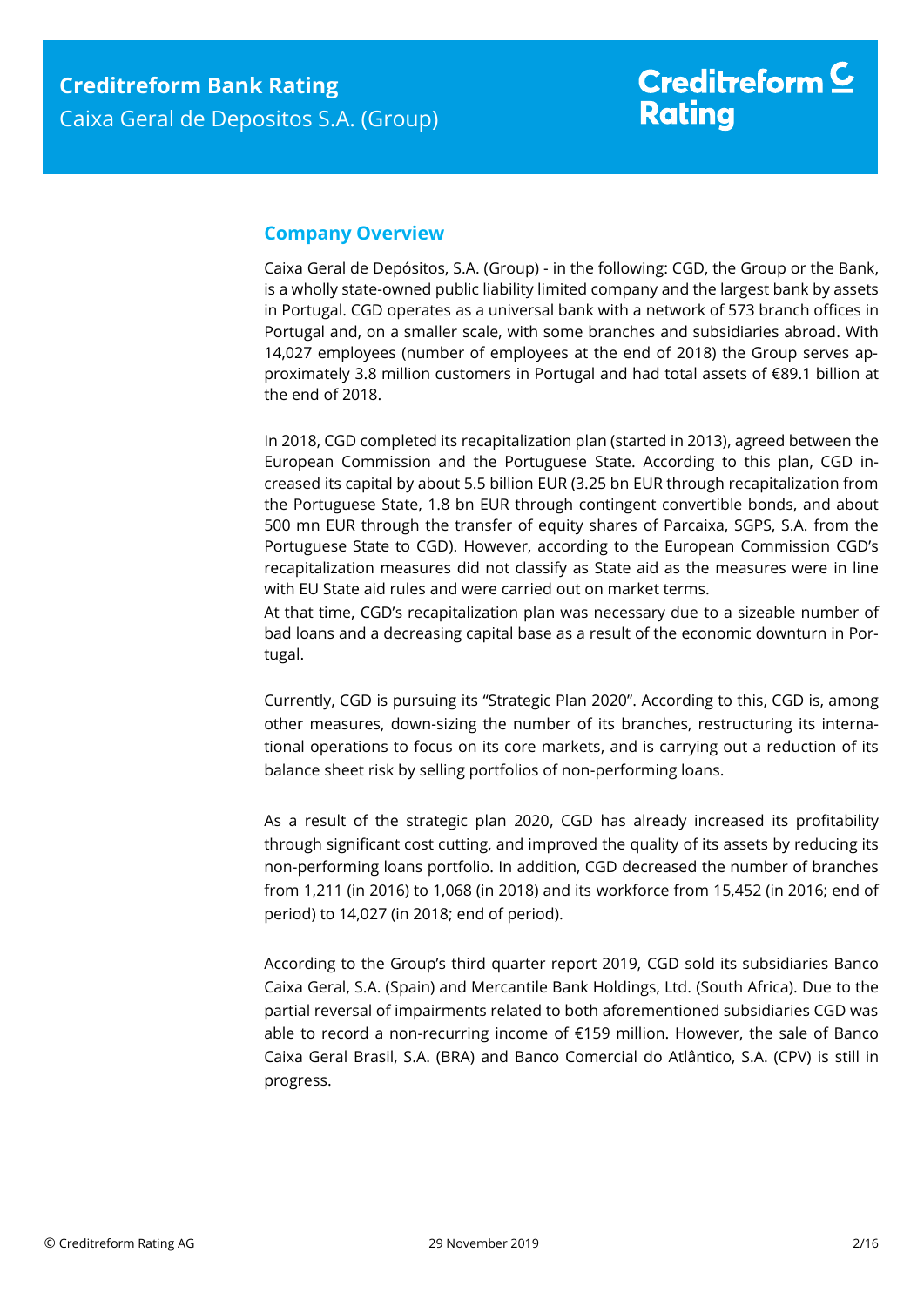## Company Overview

Caixa Geral de Depósitos, S.A. (Group) - in the following: CGD, the Group or the Bank, is a wholly state-owned public liability limited company and the largest bank by assets in Portugal. CGD operates as a universal bank with a network of 573 branch offices in Portugal and, on a smaller scale, with some branches and subsidiaries abroad. With 14,027 employees (number of employees at the end of 2018) the Group serves approximately 3.8 million customers in Portugal and had total assets of €89.1 billion at the end of 2018.

In 2018, CGD completed its recapitalization plan (started in 2013), agreed between the European Commission and the Portuguese State. According to this plan, CGD increased its capital by about 5.5 billion EUR (3.25 bn EUR through recapitalization from the Portuguese State, 1.8 bn EUR through contingent convertible bonds, and about 500 mn EUR through the transfer of equity shares of Parcaixa, SGPS, S.A. from the Portuguese State to CGD). However, according to the European Commission CGD's recapitalization measures did not classify as State aid as the measures were in line with EU State aid rules and were carried out on market terms.

At that time, CGD's recapitalization plan was necessary due to a sizeable number of bad loans and a decreasing capital base as a result of the economic downturn in Portugal.

Currently, CGD is pursuing its "Strategic Plan 2020". According to this, CGD is, among other measures, down-sizing the number of its branches, restructuring its international operations to focus on its core markets, and is carrying out a reduction of its balance sheet risk by selling portfolios of non-performing loans.

As a result of the strategic plan 2020, CGD has already increased its profitability through significant cost cutting, and improved the quality of its assets by reducing its non-performing loans portfolio. In addition, CGD decreased the number of branches from 1,211 (in 2016) to 1,068 (in 2018) and its workforce from 15,452 (in 2016; end of period) to 14,027 (in 2018; end of period).

According to the Group's third quarter report 2019, CGD sold its subsidiaries Banco Caixa Geral, S.A. (Spain) and Mercantile Bank Holdings, Ltd. (South Africa). Due to the partial reversal of impairments related to both aforementioned subsidiaries CGD was able to record a non-recurring income of €159 million. However, the sale of Banco Caixa Geral Brasil, S.A. (BRA) and Banco Comercial do Atlântico, S.A. (CPV) is still in progress.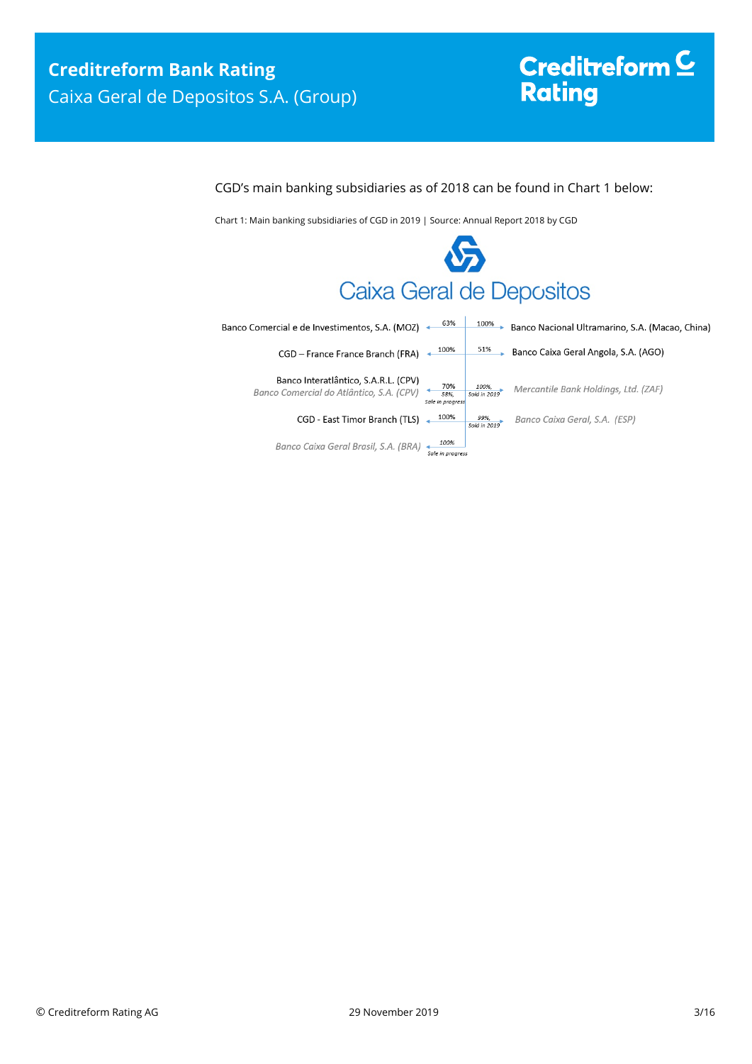CGD's main banking subsidiaries as of 2018 can be found in Chart 1 below:

Chart 1: Main banking subsidiaries of CGD in 2019 | Source: Annual Report 2018 by CGD

Caixa Geral de Depositos

| Subsidiary | Share | Share | Subsidiary |
| --- | --- | --- | --- |
| Banco Comercial e de Investimentos, S.A. (MOZ) | 63% | 100% | Banco Nacional Ultramarino, S.A. (Macao, China) |
| CGD – France France Branch (FRA) | 100% | 51% | Banco Caixa Geral Angola, S.A. (AGO) |
| Banco Interatlântico, S.A.R.L. (CPV) | 70% | | |
| *Banco Comercial do Atlântico, S.A. (CPV)* | *58%, Sale in progress* | *100%, Sold in 2019* | *Mercantile Bank Holdings, Ltd. (ZAF)* |
| CGD - East Timor Branch (TLS) | 100% | *99%, Sold in 2019* | *Banco Caixa Geral, S.A. (ESP)* |
| *Banco Caixa Geral Brasil, S.A. (BRA)* | *100%, Sale in progress* | | |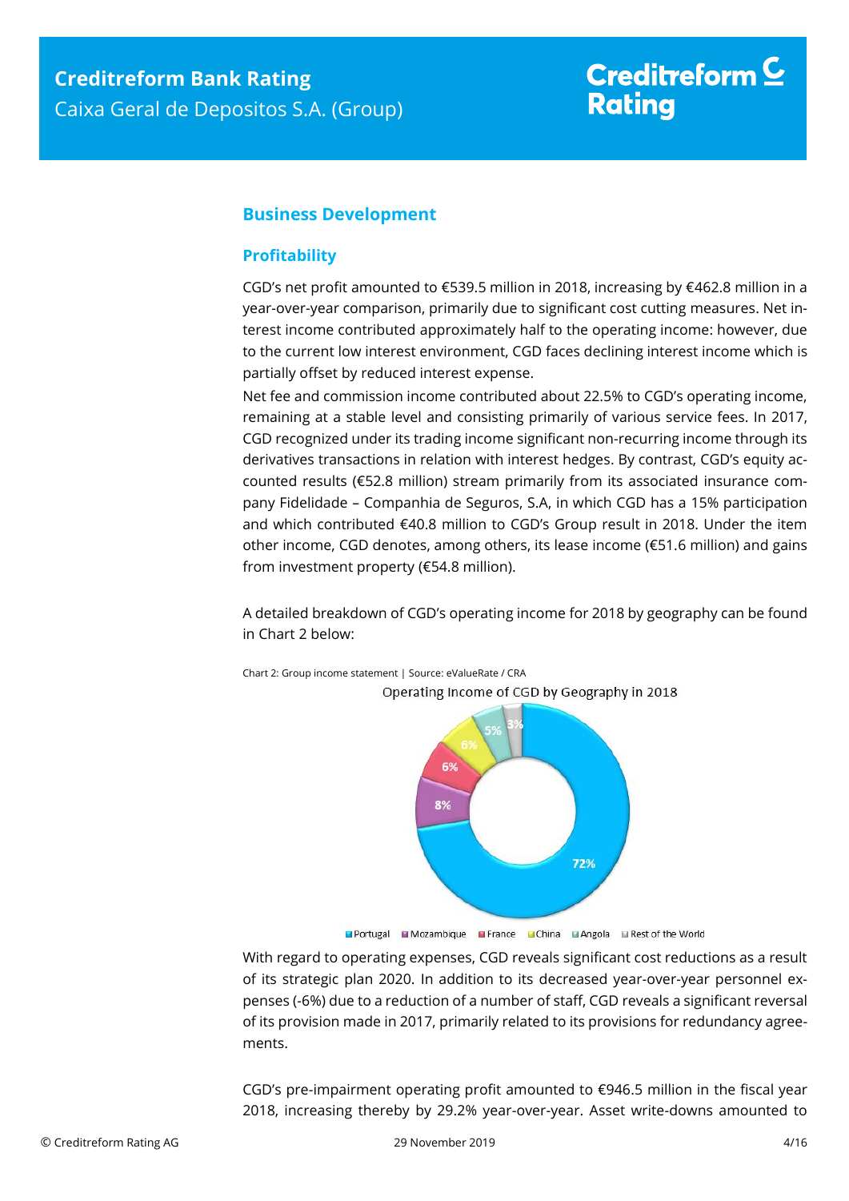## Business Development

### Profitability

CGD's net profit amounted to €539.5 million in 2018, increasing by €462.8 million in a year-over-year comparison, primarily due to significant cost cutting measures. Net interest income contributed approximately half to the operating income: however, due to the current low interest environment, CGD faces declining interest income which is partially offset by reduced interest expense.

Net fee and commission income contributed about 22.5% to CGD's operating income, remaining at a stable level and consisting primarily of various service fees. In 2017, CGD recognized under its trading income significant non-recurring income through its derivatives transactions in relation with interest hedges. By contrast, CGD's equity accounted results (€52.8 million) stream primarily from its associated insurance company Fidelidade – Companhia de Seguros, S.A, in which CGD has a 15% participation and which contributed €40.8 million to CGD's Group result in 2018. Under the item other income, CGD denotes, among others, its lease income (€51.6 million) and gains from investment property (€54.8 million).

A detailed breakdown of CGD's operating income for 2018 by geography can be found in Chart 2 below:

Chart 2: Group income statement | Source: eValueRate / CRA

Operating Income of CGD by Geography in 2018

| Geography | Share |
|---|---|
| Portugal | 72% |
| Mozambique | 8% |
| France | 6% |
| China | 6% |
| Angola | 5% |
| Rest of the World | 3% |

With regard to operating expenses, CGD reveals significant cost reductions as a result of its strategic plan 2020. In addition to its decreased year-over-year personnel expenses (-6%) due to a reduction of a number of staff, CGD reveals a significant reversal of its provision made in 2017, primarily related to its provisions for redundancy agreements.

CGD's pre-impairment operating profit amounted to €946.5 million in the fiscal year 2018, increasing thereby by 29.2% year-over-year. Asset write-downs amounted to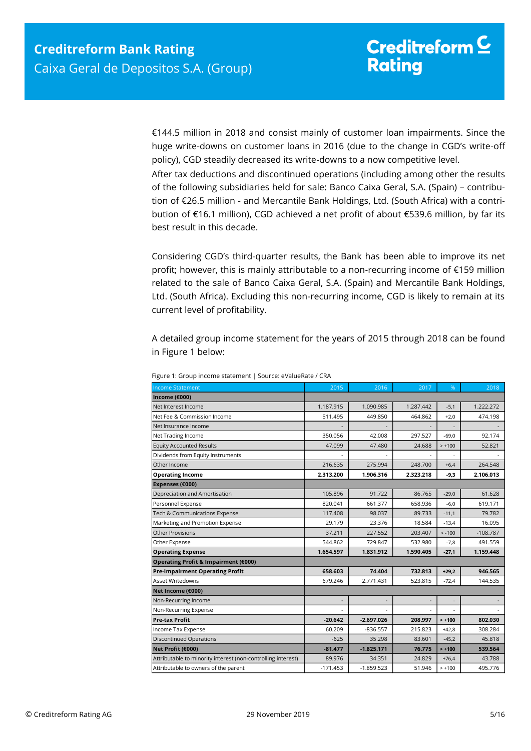€144.5 million in 2018 and consist mainly of customer loan impairments. Since the huge write-downs on customer loans in 2016 (due to the change in CGD's write-off policy), CGD steadily decreased its write-downs to a now competitive level.

After tax deductions and discontinued operations (including among other the results of the following subsidiaries held for sale: Banco Caixa Geral, S.A. (Spain) – contribution of €26.5 million - and Mercantile Bank Holdings, Ltd. (South Africa) with a contribution of €16.1 million), CGD achieved a net profit of about €539.6 million, by far its best result in this decade.

Considering CGD's third-quarter results, the Bank has been able to improve its net profit; however, this is mainly attributable to a non-recurring income of €159 million related to the sale of Banco Caixa Geral, S.A. (Spain) and Mercantile Bank Holdings, Ltd. (South Africa). Excluding this non-recurring income, CGD is likely to remain at its current level of profitability.

A detailed group income statement for the years of 2015 through 2018 can be found in Figure 1 below:

Figure 1: Group income statement | Source: eValueRate / CRA

| Income Statement | 2015 | 2016 | 2017 | % | 2018 |
|---|---|---|---|---|---|
| **Income (€000)** | | | | | |
| Net Interest Income | 1.187.915 | 1.090.985 | 1.287.442 | -5,1 | 1.222.272 |
| Net Fee & Commission Income | 511.495 | 449.850 | 464.862 | +2,0 | 474.198 |
| Net Insurance Income | - | - | - | - | - |
| Net Trading Income | 350.056 | 42.008 | 297.527 | -69,0 | 92.174 |
| Equity Accounted Results | 47.099 | 47.480 | 24.688 | > +100 | 52.821 |
| Dividends from Equity Instruments | - | - | - | - | - |
| Other Income | 216.635 | 275.994 | 248.700 | +6,4 | 264.548 |
| **Operating Income** | **2.313.200** | **1.906.316** | **2.323.218** | **-9,3** | **2.106.013** |
| **Expenses (€000)** | | | | | |
| Depreciation and Amortisation | 105.896 | 91.722 | 86.765 | -29,0 | 61.628 |
| Personnel Expense | 820.041 | 661.377 | 658.936 | -6,0 | 619.171 |
| Tech & Communications Expense | 117.408 | 98.037 | 89.733 | -11,1 | 79.782 |
| Marketing and Promotion Expense | 29.179 | 23.376 | 18.584 | -13,4 | 16.095 |
| Other Provisions | 37.211 | 227.552 | 203.407 | < -100 | -108.787 |
| Other Expense | 544.862 | 729.847 | 532.980 | -7,8 | 491.559 |
| **Operating Expense** | **1.654.597** | **1.831.912** | **1.590.405** | **-27,1** | **1.159.448** |
| **Operating Profit & Impairment (€000)** | | | | | |
| **Pre-impairment Operating Profit** | **658.603** | **74.404** | **732.813** | **+29,2** | **946.565** |
| Asset Writedowns | 679.246 | 2.771.431 | 523.815 | -72,4 | 144.535 |
| **Net Income (€000)** | | | | | |
| Non-Recurring Income | - | - | - | - | - |
| Non-Recurring Expense | - | - | - | - | - |
| **Pre-tax Profit** | **-20.642** | **-2.697.026** | **208.997** | **> +100** | **802.030** |
| Income Tax Expense | 60.209 | -836.557 | 215.823 | +42,8 | 308.284 |
| Discontinued Operations | -625 | 35.298 | 83.601 | -45,2 | 45.818 |
| **Net Profit (€000)** | **-81.477** | **-1.825.171** | **76.775** | **> +100** | **539.564** |
| Attributable to minority interest (non-controlling interest) | 89.976 | 34.351 | 24.829 | +76,4 | 43.788 |
| Attributable to owners of the parent | -171.453 | -1.859.523 | 51.946 | > +100 | 495.776 |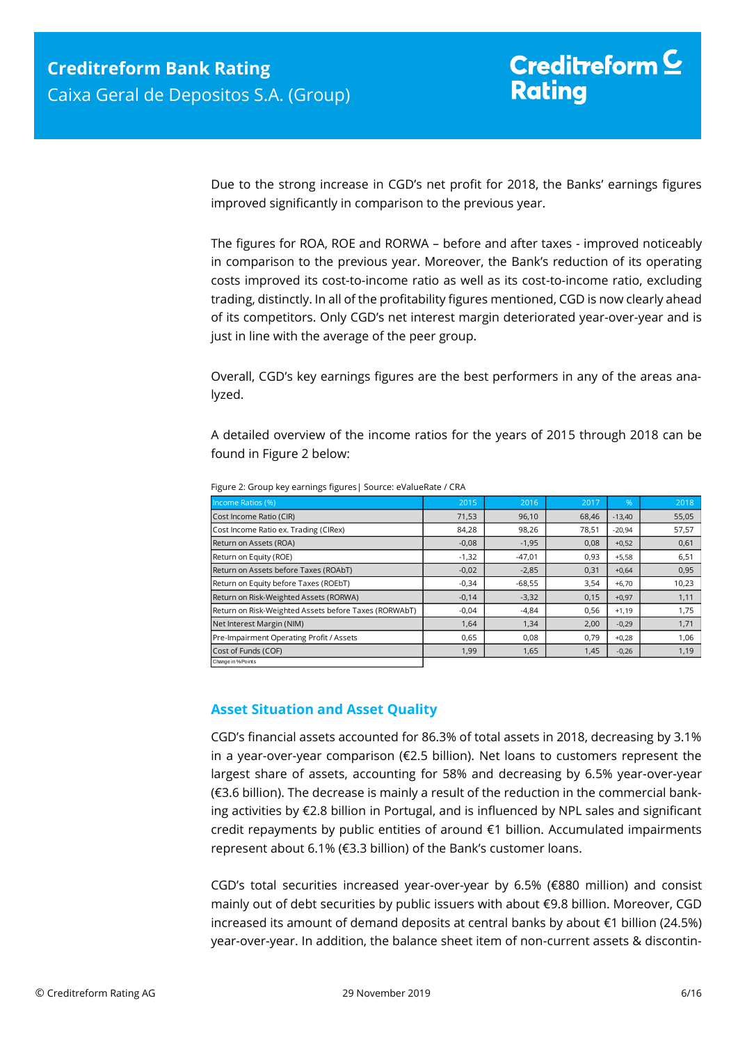Due to the strong increase in CGD's net profit for 2018, the Banks' earnings figures improved significantly in comparison to the previous year.

The figures for ROA, ROE and RORWA – before and after taxes - improved noticeably in comparison to the previous year. Moreover, the Bank's reduction of its operating costs improved its cost-to-income ratio as well as its cost-to-income ratio, excluding trading, distinctly. In all of the profitability figures mentioned, CGD is now clearly ahead of its competitors. Only CGD's net interest margin deteriorated year-over-year and is just in line with the average of the peer group.

Overall, CGD's key earnings figures are the best performers in any of the areas analyzed.

A detailed overview of the income ratios for the years of 2015 through 2018 can be found in Figure 2 below:

Figure 2: Group key earnings figures| Source: eValueRate / CRA

| Income Ratios (%) | 2015 | 2016 | 2017 | % | 2018 |
|---|---|---|---|---|---|
| Cost Income Ratio (CIR) | 71,53 | 96,10 | 68,46 | -13,40 | 55,05 |
| Cost Income Ratio ex. Trading (CIRex) | 84,28 | 98,26 | 78,51 | -20,94 | 57,57 |
| Return on Assets (ROA) | -0,08 | -1,95 | 0,08 | +0,52 | 0,61 |
| Return on Equity (ROE) | -1,32 | -47,01 | 0,93 | +5,58 | 6,51 |
| Return on Assets before Taxes (ROAbT) | -0,02 | -2,85 | 0,31 | +0,64 | 0,95 |
| Return on Equity before Taxes (ROEbT) | -0,34 | -68,55 | 3,54 | +6,70 | 10,23 |
| Return on Risk-Weighted Assets (RORWA) | -0,14 | -3,32 | 0,15 | +0,97 | 1,11 |
| Return on Risk-Weighted Assets before Taxes (RORWAbT) | -0,04 | -4,84 | 0,56 | +1,19 | 1,75 |
| Net Interest Margin (NIM) | 1,64 | 1,34 | 2,00 | -0,29 | 1,71 |
| Pre-Impairment Operating Profit / Assets | 0,65 | 0,08 | 0,79 | +0,28 | 1,06 |
| Cost of Funds (COF) | 1,99 | 1,65 | 1,45 | -0,26 | 1,19 |
| Change in %Points | | | | | |

## Asset Situation and Asset Quality

CGD's financial assets accounted for 86.3% of total assets in 2018, decreasing by 3.1% in a year-over-year comparison (€2.5 billion). Net loans to customers represent the largest share of assets, accounting for 58% and decreasing by 6.5% year-over-year (€3.6 billion). The decrease is mainly a result of the reduction in the commercial banking activities by €2.8 billion in Portugal, and is influenced by NPL sales and significant credit repayments by public entities of around €1 billion. Accumulated impairments represent about 6.1% (€3.3 billion) of the Bank's customer loans.

CGD's total securities increased year-over-year by 6.5% (€880 million) and consist mainly out of debt securities by public issuers with about €9.8 billion. Moreover, CGD increased its amount of demand deposits at central banks by about €1 billion (24.5%) year-over-year. In addition, the balance sheet item of non-current assets & discontin-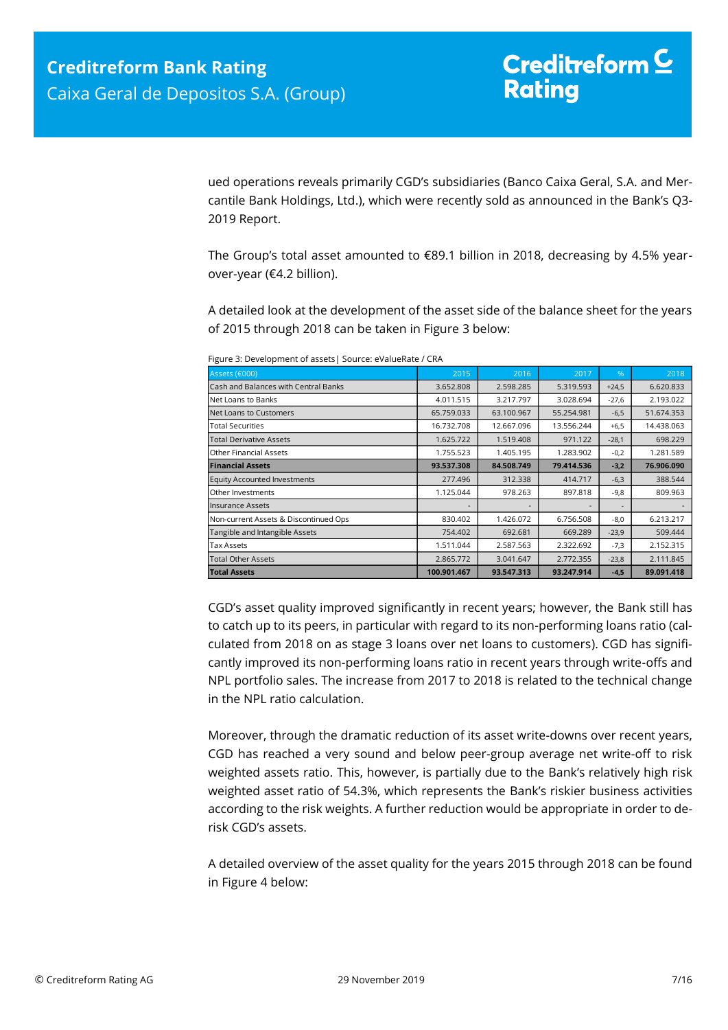ued operations reveals primarily CGD's subsidiaries (Banco Caixa Geral, S.A. and Mercantile Bank Holdings, Ltd.), which were recently sold as announced in the Bank's Q3-2019 Report.

The Group's total asset amounted to €89.1 billion in 2018, decreasing by 4.5% year-over-year (€4.2 billion).

A detailed look at the development of the asset side of the balance sheet for the years of 2015 through 2018 can be taken in Figure 3 below:

Figure 3: Development of assets| Source: eValueRate / CRA

| Assets (€000) | 2015 | 2016 | 2017 | % | 2018 |
|---|---|---|---|---|---|
| Cash and Balances with Central Banks | 3.652.808 | 2.598.285 | 5.319.593 | +24,5 | 6.620.833 |
| Net Loans to Banks | 4.011.515 | 3.217.797 | 3.028.694 | -27,6 | 2.193.022 |
| Net Loans to Customers | 65.759.033 | 63.100.967 | 55.254.981 | -6,5 | 51.674.353 |
| Total Securities | 16.732.708 | 12.667.096 | 13.556.244 | +6,5 | 14.438.063 |
| Total Derivative Assets | 1.625.722 | 1.519.408 | 971.122 | -28,1 | 698.229 |
| Other Financial Assets | 1.755.523 | 1.405.195 | 1.283.902 | -0,2 | 1.281.589 |
| **Financial Assets** | **93.537.308** | **84.508.749** | **79.414.536** | **-3,2** | **76.906.090** |
| Equity Accounted Investments | 277.496 | 312.338 | 414.717 | -6,3 | 388.544 |
| Other Investments | 1.125.044 | 978.263 | 897.818 | -9,8 | 809.963 |
| Insurance Assets | - | - | - | - | - |
| Non-current Assets & Discontinued Ops | 830.402 | 1.426.072 | 6.756.508 | -8,0 | 6.213.217 |
| Tangible and Intangible Assets | 754.402 | 692.681 | 669.289 | -23,9 | 509.444 |
| Tax Assets | 1.511.044 | 2.587.563 | 2.322.692 | -7,3 | 2.152.315 |
| Total Other Assets | 2.865.772 | 3.041.647 | 2.772.355 | -23,8 | 2.111.845 |
| **Total Assets** | **100.901.467** | **93.547.313** | **93.247.914** | **-4,5** | **89.091.418** |

CGD's asset quality improved significantly in recent years; however, the Bank still has to catch up to its peers, in particular with regard to its non-performing loans ratio (calculated from 2018 on as stage 3 loans over net loans to customers). CGD has significantly improved its non-performing loans ratio in recent years through write-offs and NPL portfolio sales. The increase from 2017 to 2018 is related to the technical change in the NPL ratio calculation.

Moreover, through the dramatic reduction of its asset write-downs over recent years, CGD has reached a very sound and below peer-group average net write-off to risk weighted assets ratio. This, however, is partially due to the Bank's relatively high risk weighted asset ratio of 54.3%, which represents the Bank's riskier business activities according to the risk weights. A further reduction would be appropriate in order to de-risk CGD's assets.

A detailed overview of the asset quality for the years 2015 through 2018 can be found in Figure 4 below: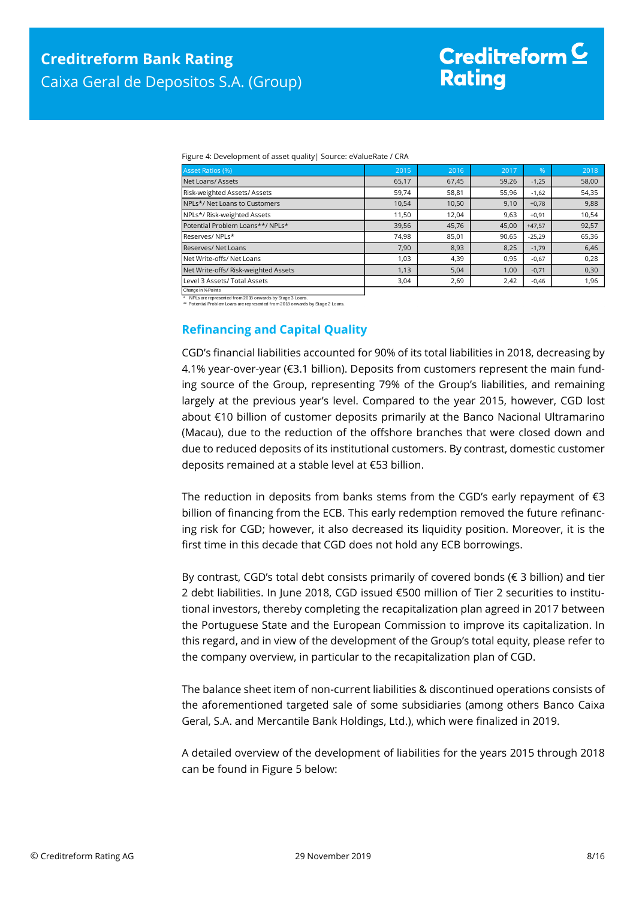Figure 4: Development of asset quality| Source: eValueRate / CRA

| Asset Ratios (%) | 2015 | 2016 | 2017 | % | 2018 |
|---|---|---|---|---|---|
| Net Loans/ Assets | 65,17 | 67,45 | 59,26 | -1,25 | 58,00 |
| Risk-weighted Assets/ Assets | 59,74 | 58,81 | 55,96 | -1,62 | 54,35 |
| NPLs*/ Net Loans to Customers | 10,54 | 10,50 | 9,10 | +0,78 | 9,88 |
| NPLs*/ Risk-weighted Assets | 11,50 | 12,04 | 9,63 | +0,91 | 10,54 |
| Potential Problem Loans**/ NPLs* | 39,56 | 45,76 | 45,00 | +47,57 | 92,57 |
| Reserves/ NPLs* | 74,98 | 85,01 | 90,65 | -25,29 | 65,36 |
| Reserves/ Net Loans | 7,90 | 8,93 | 8,25 | -1,79 | 6,46 |
| Net Write-offs/ Net Loans | 1,03 | 4,39 | 0,95 | -0,67 | 0,28 |
| Net Write-offs/ Risk-weighted Assets | 1,13 | 5,04 | 1,00 | -0,71 | 0,30 |
| Level 3 Assets/ Total Assets | 3,04 | 2,69 | 2,42 | -0,46 | 1,96 |

Change in %Points

\* NPLs are represented from 2018 onwards by Stage 3 Loans.

\*\* Potential Problem Loans are represented from 2018 onwards by Stage 2 Loans.

## Refinancing and Capital Quality

CGD's financial liabilities accounted for 90% of its total liabilities in 2018, decreasing by 4.1% year-over-year (€3.1 billion). Deposits from customers represent the main funding source of the Group, representing 79% of the Group's liabilities, and remaining largely at the previous year's level. Compared to the year 2015, however, CGD lost about €10 billion of customer deposits primarily at the Banco Nacional Ultramarino (Macau), due to the reduction of the offshore branches that were closed down and due to reduced deposits of its institutional customers. By contrast, domestic customer deposits remained at a stable level at €53 billion.

The reduction in deposits from banks stems from the CGD's early repayment of €3 billion of financing from the ECB. This early redemption removed the future refinancing risk for CGD; however, it also decreased its liquidity position. Moreover, it is the first time in this decade that CGD does not hold any ECB borrowings.

By contrast, CGD's total debt consists primarily of covered bonds (€ 3 billion) and tier 2 debt liabilities. In June 2018, CGD issued €500 million of Tier 2 securities to institutional investors, thereby completing the recapitalization plan agreed in 2017 between the Portuguese State and the European Commission to improve its capitalization. In this regard, and in view of the development of the Group's total equity, please refer to the company overview, in particular to the recapitalization plan of CGD.

The balance sheet item of non-current liabilities & discontinued operations consists of the aforementioned targeted sale of some subsidiaries (among others Banco Caixa Geral, S.A. and Mercantile Bank Holdings, Ltd.), which were finalized in 2019.

A detailed overview of the development of liabilities for the years 2015 through 2018 can be found in Figure 5 below: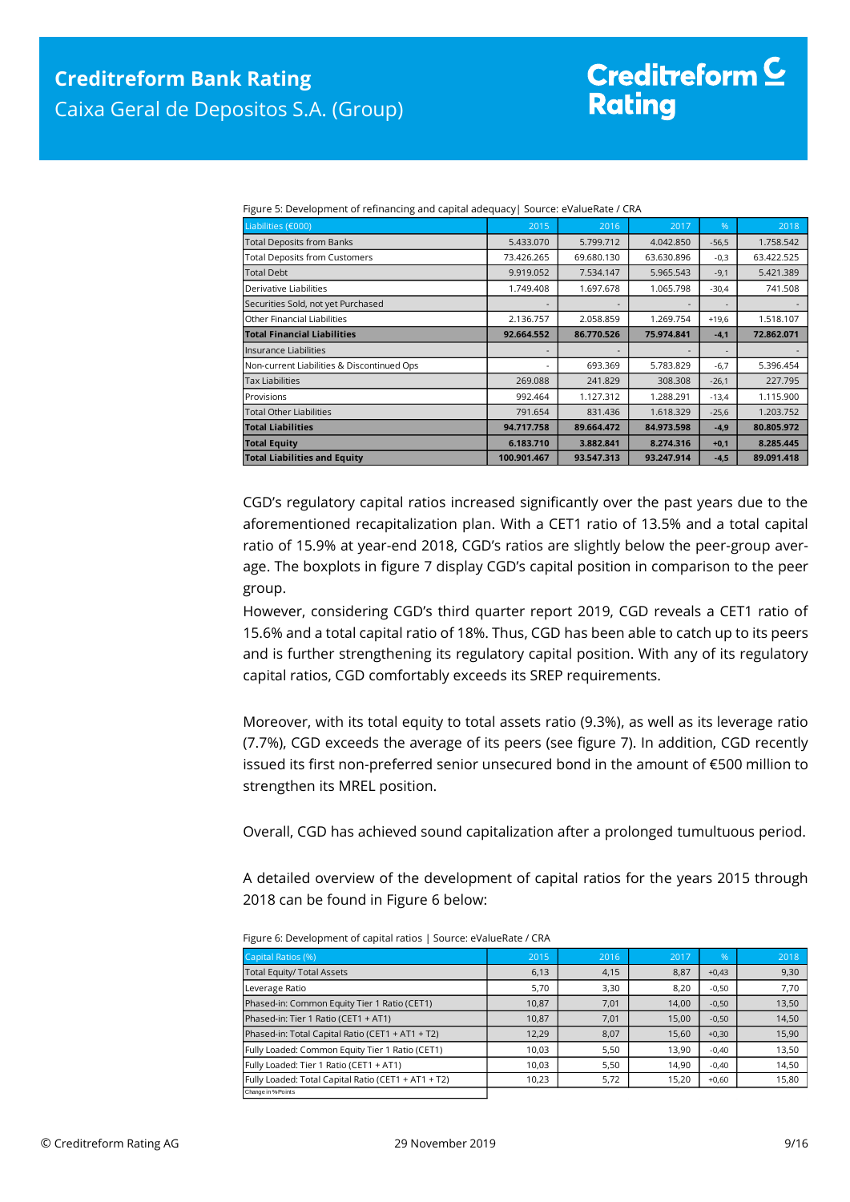Figure 5: Development of refinancing and capital adequacy| Source: eValueRate / CRA

| Liabilities (€000) | 2015 | 2016 | 2017 | % | 2018 |
|---|---|---|---|---|---|
| Total Deposits from Banks | 5.433.070 | 5.799.712 | 4.042.850 | -56,5 | 1.758.542 |
| Total Deposits from Customers | 73.426.265 | 69.680.130 | 63.630.896 | -0,3 | 63.422.525 |
| Total Debt | 9.919.052 | 7.534.147 | 5.965.543 | -9,1 | 5.421.389 |
| Derivative Liabilities | 1.749.408 | 1.697.678 | 1.065.798 | -30,4 | 741.508 |
| Securities Sold, not yet Purchased | - | - | - | - | - |
| Other Financial Liabilities | 2.136.757 | 2.058.859 | 1.269.754 | +19,6 | 1.518.107 |
| **Total Financial Liabilities** | **92.664.552** | **86.770.526** | **75.974.841** | **-4,1** | **72.862.071** |
| Insurance Liabilities | - | - | - | - | - |
| Non-current Liabilities & Discontinued Ops | - | 693.369 | 5.783.829 | -6,7 | 5.396.454 |
| Tax Liabilities | 269.088 | 241.829 | 308.308 | -26,1 | 227.795 |
| Provisions | 992.464 | 1.127.312 | 1.288.291 | -13,4 | 1.115.900 |
| Total Other Liabilities | 791.654 | 831.436 | 1.618.329 | -25,6 | 1.203.752 |
| **Total Liabilities** | **94.717.758** | **89.664.472** | **84.973.598** | **-4,9** | **80.805.972** |
| **Total Equity** | **6.183.710** | **3.882.841** | **8.274.316** | **+0,1** | **8.285.445** |
| **Total Liabilities and Equity** | **100.901.467** | **93.547.313** | **93.247.914** | **-4,5** | **89.091.418** |

CGD's regulatory capital ratios increased significantly over the past years due to the aforementioned recapitalization plan. With a CET1 ratio of 13.5% and a total capital ratio of 15.9% at year-end 2018, CGD's ratios are slightly below the peer-group average. The boxplots in figure 7 display CGD's capital position in comparison to the peer group.

However, considering CGD's third quarter report 2019, CGD reveals a CET1 ratio of 15.6% and a total capital ratio of 18%. Thus, CGD has been able to catch up to its peers and is further strengthening its regulatory capital position. With any of its regulatory capital ratios, CGD comfortably exceeds its SREP requirements.

Moreover, with its total equity to total assets ratio (9.3%), as well as its leverage ratio (7.7%), CGD exceeds the average of its peers (see figure 7). In addition, CGD recently issued its first non-preferred senior unsecured bond in the amount of €500 million to strengthen its MREL position.

Overall, CGD has achieved sound capitalization after a prolonged tumultuous period.

A detailed overview of the development of capital ratios for the years 2015 through 2018 can be found in Figure 6 below:

Figure 6: Development of capital ratios | Source: eValueRate / CRA

| Capital Ratios (%) | 2015 | 2016 | 2017 | % | 2018 |
|---|---|---|---|---|---|
| Total Equity/ Total Assets | 6,13 | 4,15 | 8,87 | +0,43 | 9,30 |
| Leverage Ratio | 5,70 | 3,30 | 8,20 | -0,50 | 7,70 |
| Phased-in: Common Equity Tier 1 Ratio (CET1) | 10,87 | 7,01 | 14,00 | -0,50 | 13,50 |
| Phased-in: Tier 1 Ratio (CET1 + AT1) | 10,87 | 7,01 | 15,00 | -0,50 | 14,50 |
| Phased-in: Total Capital Ratio (CET1 + AT1 + T2) | 12,29 | 8,07 | 15,60 | +0,30 | 15,90 |
| Fully Loaded: Common Equity Tier 1 Ratio (CET1) | 10,03 | 5,50 | 13,90 | -0,40 | 13,50 |
| Fully Loaded: Tier 1 Ratio (CET1 + AT1) | 10,03 | 5,50 | 14,90 | -0,40 | 14,50 |
| Fully Loaded: Total Capital Ratio (CET1 + AT1 + T2) | 10,23 | 5,72 | 15,20 | +0,60 | 15,80 |

Change in %Points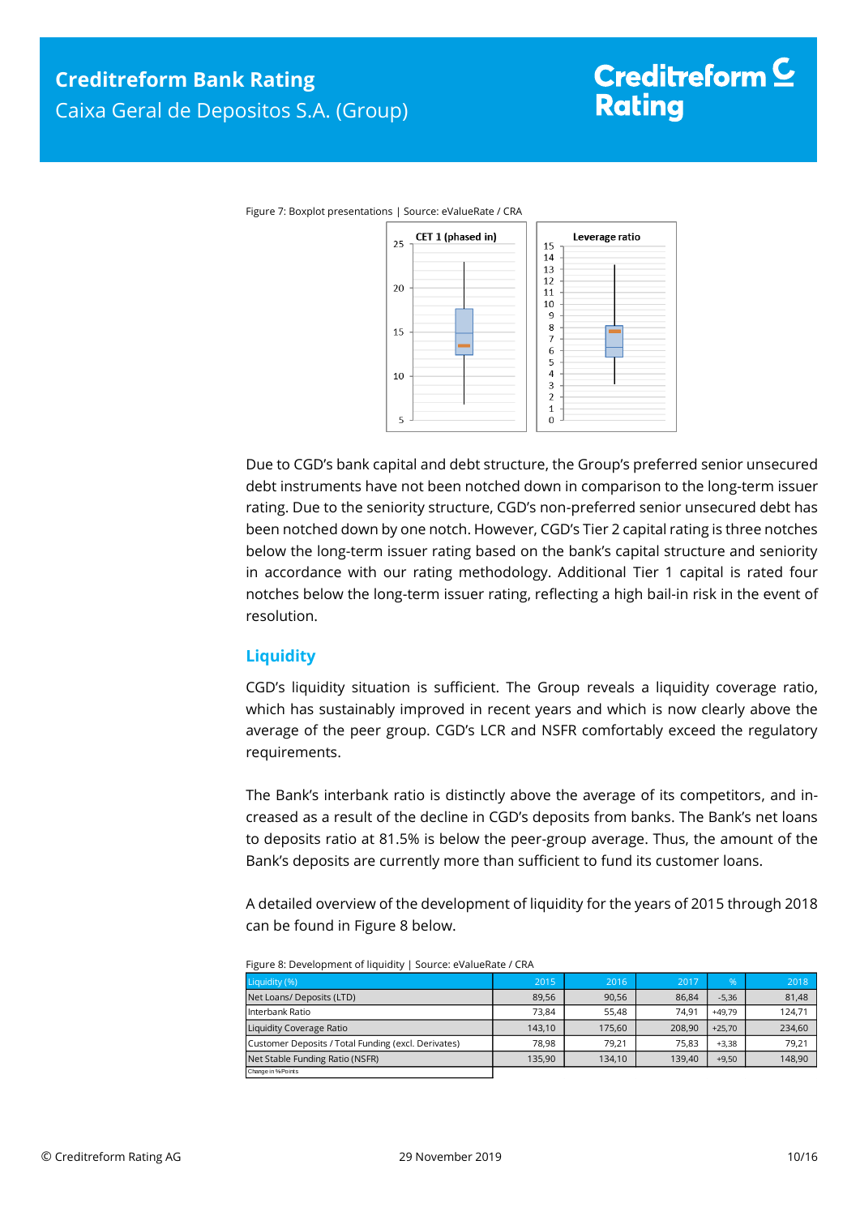Figure 7: Boxplot presentations | Source: eValueRate / CRA

Due to CGD's bank capital and debt structure, the Group's preferred senior unsecured debt instruments have not been notched down in comparison to the long-term issuer rating. Due to the seniority structure, CGD's non-preferred senior unsecured debt has been notched down by one notch. However, CGD's Tier 2 capital rating is three notches below the long-term issuer rating based on the bank's capital structure and seniority in accordance with our rating methodology. Additional Tier 1 capital is rated four notches below the long-term issuer rating, reflecting a high bail-in risk in the event of resolution.

## Liquidity

CGD's liquidity situation is sufficient. The Group reveals a liquidity coverage ratio, which has sustainably improved in recent years and which is now clearly above the average of the peer group. CGD's LCR and NSFR comfortably exceed the regulatory requirements.

The Bank's interbank ratio is distinctly above the average of its competitors, and increased as a result of the decline in CGD's deposits from banks. The Bank's net loans to deposits ratio at 81.5% is below the peer-group average. Thus, the amount of the Bank's deposits are currently more than sufficient to fund its customer loans.

A detailed overview of the development of liquidity for the years of 2015 through 2018 can be found in Figure 8 below.

Figure 8: Development of liquidity | Source: eValueRate / CRA

| Liquidity (%) | 2015 | 2016 | 2017 | % | 2018 |
|---|---|---|---|---|---|
| Net Loans/ Deposits (LTD) | 89,56 | 90,56 | 86,84 | -5,36 | 81,48 |
| Interbank Ratio | 73,84 | 55,48 | 74,91 | +49,79 | 124,71 |
| Liquidity Coverage Ratio | 143,10 | 175,60 | 208,90 | +25,70 | 234,60 |
| Customer Deposits / Total Funding (excl. Derivates) | 78,98 | 79,21 | 75,83 | +3,38 | 79,21 |
| Net Stable Funding Ratio (NSFR) | 135,90 | 134,10 | 139,40 | +9,50 | 148,90 |

Change in %-Points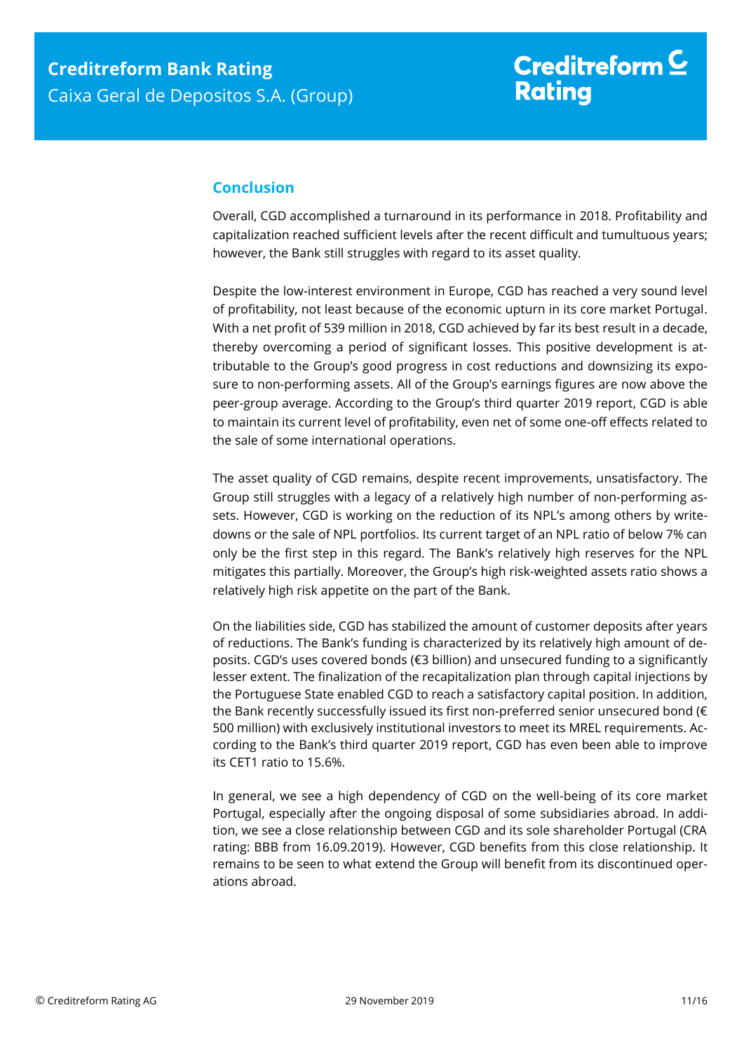## Conclusion

Overall, CGD accomplished a turnaround in its performance in 2018. Profitability and capitalization reached sufficient levels after the recent difficult and tumultuous years; however, the Bank still struggles with regard to its asset quality.

Despite the low-interest environment in Europe, CGD has reached a very sound level of profitability, not least because of the economic upturn in its core market Portugal. With a net profit of 539 million in 2018, CGD achieved by far its best result in a decade, thereby overcoming a period of significant losses. This positive development is attributable to the Group's good progress in cost reductions and downsizing its exposure to non-performing assets. All of the Group's earnings figures are now above the peer-group average. According to the Group's third quarter 2019 report, CGD is able to maintain its current level of profitability, even net of some one-off effects related to the sale of some international operations.

The asset quality of CGD remains, despite recent improvements, unsatisfactory. The Group still struggles with a legacy of a relatively high number of non-performing assets. However, CGD is working on the reduction of its NPL's among others by write-downs or the sale of NPL portfolios. Its current target of an NPL ratio of below 7% can only be the first step in this regard. The Bank's relatively high reserves for the NPL mitigates this partially. Moreover, the Group's high risk-weighted assets ratio shows a relatively high risk appetite on the part of the Bank.

On the liabilities side, CGD has stabilized the amount of customer deposits after years of reductions. The Bank's funding is characterized by its relatively high amount of deposits. CGD's uses covered bonds (€3 billion) and unsecured funding to a significantly lesser extent. The finalization of the recapitalization plan through capital injections by the Portuguese State enabled CGD to reach a satisfactory capital position. In addition, the Bank recently successfully issued its first non-preferred senior unsecured bond (€ 500 million) with exclusively institutional investors to meet its MREL requirements. According to the Bank's third quarter 2019 report, CGD has even been able to improve its CET1 ratio to 15.6%.

In general, we see a high dependency of CGD on the well-being of its core market Portugal, especially after the ongoing disposal of some subsidiaries abroad. In addition, we see a close relationship between CGD and its sole shareholder Portugal (CRA rating: BBB from 16.09.2019). However, CGD benefits from this close relationship. It remains to be seen to what extend the Group will benefit from its discontinued operations abroad.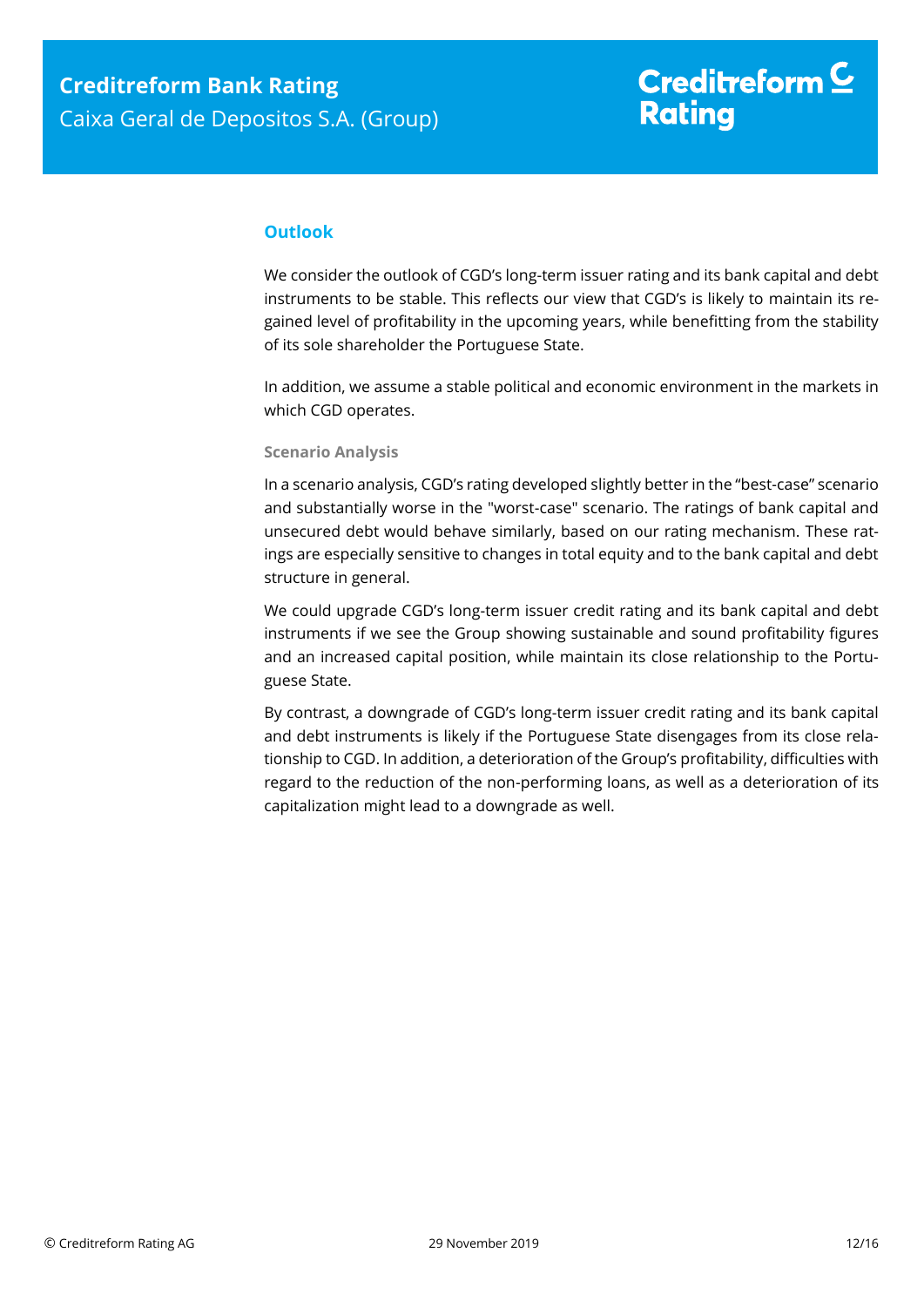## Outlook

We consider the outlook of CGD's long-term issuer rating and its bank capital and debt instruments to be stable. This reflects our view that CGD's is likely to maintain its regained level of profitability in the upcoming years, while benefitting from the stability of its sole shareholder the Portuguese State.

In addition, we assume a stable political and economic environment in the markets in which CGD operates.

### Scenario Analysis

In a scenario analysis, CGD's rating developed slightly better in the "best-case" scenario and substantially worse in the "worst-case" scenario. The ratings of bank capital and unsecured debt would behave similarly, based on our rating mechanism. These ratings are especially sensitive to changes in total equity and to the bank capital and debt structure in general.

We could upgrade CGD's long-term issuer credit rating and its bank capital and debt instruments if we see the Group showing sustainable and sound profitability figures and an increased capital position, while maintain its close relationship to the Portuguese State.

By contrast, a downgrade of CGD's long-term issuer credit rating and its bank capital and debt instruments is likely if the Portuguese State disengages from its close relationship to CGD. In addition, a deterioration of the Group's profitability, difficulties with regard to the reduction of the non-performing loans, as well as a deterioration of its capitalization might lead to a downgrade as well.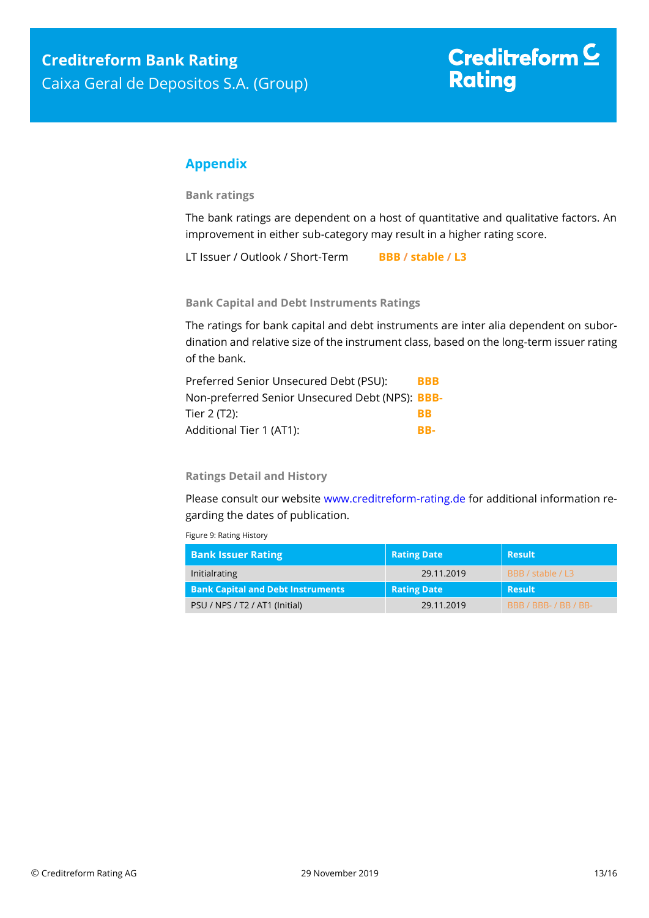## Appendix

### Bank ratings

The bank ratings are dependent on a host of quantitative and qualitative factors. An improvement in either sub-category may result in a higher rating score.

LT Issuer / Outlook / Short-Term **BBB / stable / L3**

### Bank Capital and Debt Instruments Ratings

The ratings for bank capital and debt instruments are inter alia dependent on subordination and relative size of the instrument class, based on the long-term issuer rating of the bank.

Preferred Senior Unsecured Debt (PSU): **BBB**
Non-preferred Senior Unsecured Debt (NPS): **BBB-**
Tier 2 (T2): **BB**
Additional Tier 1 (AT1): **BB-**

### Ratings Detail and History

Please consult our website www.creditreform-rating.de for additional information regarding the dates of publication.

Figure 9: Rating History

| Bank Issuer Rating | Rating Date | Result |
|---|---|---|
| Initialrating | 29.11.2019 | BBB / stable / L3 |
| **Bank Capital and Debt Instruments** | **Rating Date** | **Result** |
| PSU / NPS / T2 / AT1 (Initial) | 29.11.2019 | BBB / BBB- / BB / BB- |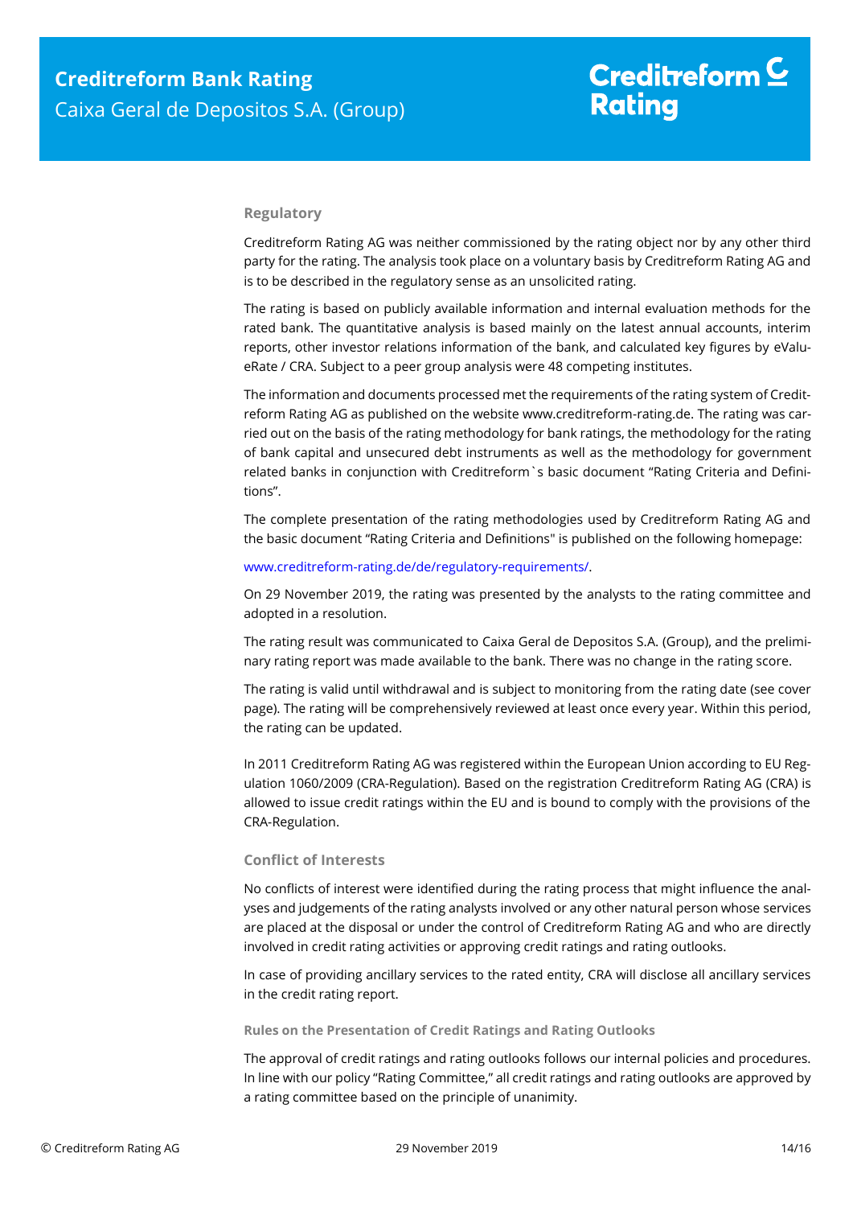## Regulatory

Creditreform Rating AG was neither commissioned by the rating object nor by any other third party for the rating. The analysis took place on a voluntary basis by Creditreform Rating AG and is to be described in the regulatory sense as an unsolicited rating.

The rating is based on publicly available information and internal evaluation methods for the rated bank. The quantitative analysis is based mainly on the latest annual accounts, interim reports, other investor relations information of the bank, and calculated key figures by eValueRate / CRA. Subject to a peer group analysis were 48 competing institutes.

The information and documents processed met the requirements of the rating system of Creditreform Rating AG as published on the website www.creditreform-rating.de. The rating was carried out on the basis of the rating methodology for bank ratings, the methodology for the rating of bank capital and unsecured debt instruments as well as the methodology for government related banks in conjunction with Creditreform`s basic document "Rating Criteria and Definitions".

The complete presentation of the rating methodologies used by Creditreform Rating AG and the basic document "Rating Criteria and Definitions" is published on the following homepage:

www.creditreform-rating.de/de/regulatory-requirements/.

On 29 November 2019, the rating was presented by the analysts to the rating committee and adopted in a resolution.

The rating result was communicated to Caixa Geral de Depositos S.A. (Group), and the preliminary rating report was made available to the bank. There was no change in the rating score.

The rating is valid until withdrawal and is subject to monitoring from the rating date (see cover page). The rating will be comprehensively reviewed at least once every year. Within this period, the rating can be updated.

In 2011 Creditreform Rating AG was registered within the European Union according to EU Regulation 1060/2009 (CRA-Regulation). Based on the registration Creditreform Rating AG (CRA) is allowed to issue credit ratings within the EU and is bound to comply with the provisions of the CRA-Regulation.

## Conflict of Interests

No conflicts of interest were identified during the rating process that might influence the analyses and judgements of the rating analysts involved or any other natural person whose services are placed at the disposal or under the control of Creditreform Rating AG and who are directly involved in credit rating activities or approving credit ratings and rating outlooks.

In case of providing ancillary services to the rated entity, CRA will disclose all ancillary services in the credit rating report.

### Rules on the Presentation of Credit Ratings and Rating Outlooks

The approval of credit ratings and rating outlooks follows our internal policies and procedures. In line with our policy "Rating Committee," all credit ratings and rating outlooks are approved by a rating committee based on the principle of unanimity.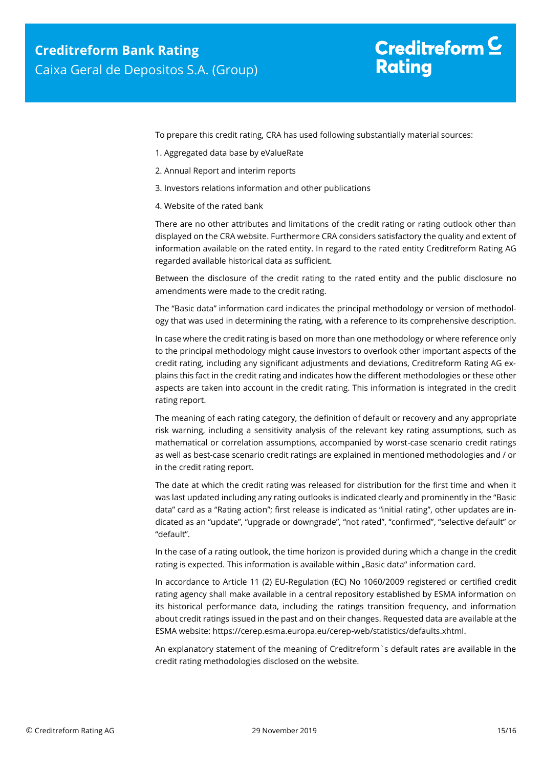To prepare this credit rating, CRA has used following substantially material sources:

1. Aggregated data base by eValueRate
2. Annual Report and interim reports
3. Investors relations information and other publications
4. Website of the rated bank

There are no other attributes and limitations of the credit rating or rating outlook other than displayed on the CRA website. Furthermore CRA considers satisfactory the quality and extent of information available on the rated entity. In regard to the rated entity Creditreform Rating AG regarded available historical data as sufficient.

Between the disclosure of the credit rating to the rated entity and the public disclosure no amendments were made to the credit rating.

The "Basic data" information card indicates the principal methodology or version of methodology that was used in determining the rating, with a reference to its comprehensive description.

In case where the credit rating is based on more than one methodology or where reference only to the principal methodology might cause investors to overlook other important aspects of the credit rating, including any significant adjustments and deviations, Creditreform Rating AG explains this fact in the credit rating and indicates how the different methodologies or these other aspects are taken into account in the credit rating. This information is integrated in the credit rating report.

The meaning of each rating category, the definition of default or recovery and any appropriate risk warning, including a sensitivity analysis of the relevant key rating assumptions, such as mathematical or correlation assumptions, accompanied by worst-case scenario credit ratings as well as best-case scenario credit ratings are explained in mentioned methodologies and / or in the credit rating report.

The date at which the credit rating was released for distribution for the first time and when it was last updated including any rating outlooks is indicated clearly and prominently in the "Basic data" card as a "Rating action"; first release is indicated as "initial rating", other updates are indicated as an "update", "upgrade or downgrade", "not rated", "confirmed", "selective default" or "default".

In the case of a rating outlook, the time horizon is provided during which a change in the credit rating is expected. This information is available within „Basic data" information card.

In accordance to Article 11 (2) EU-Regulation (EC) No 1060/2009 registered or certified credit rating agency shall make available in a central repository established by ESMA information on its historical performance data, including the ratings transition frequency, and information about credit ratings issued in the past and on their changes. Requested data are available at the ESMA website: https://cerep.esma.europa.eu/cerep-web/statistics/defaults.xhtml.

An explanatory statement of the meaning of Creditreform`s default rates are available in the credit rating methodologies disclosed on the website.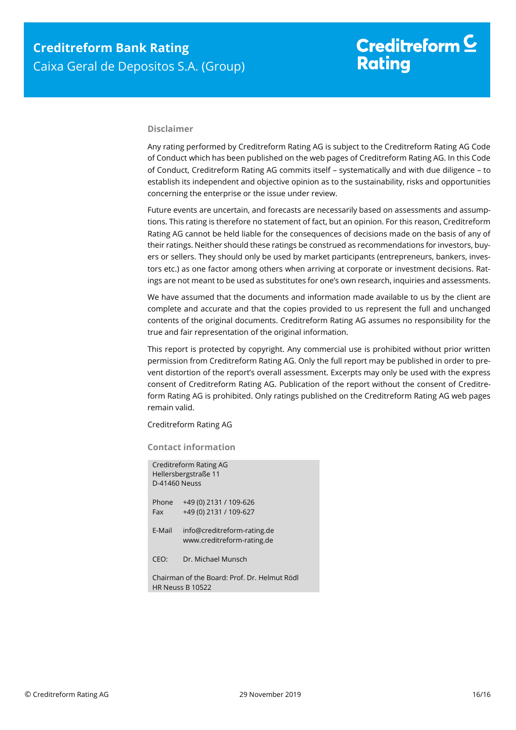### Disclaimer

Any rating performed by Creditreform Rating AG is subject to the Creditreform Rating AG Code of Conduct which has been published on the web pages of Creditreform Rating AG. In this Code of Conduct, Creditreform Rating AG commits itself – systematically and with due diligence – to establish its independent and objective opinion as to the sustainability, risks and opportunities concerning the enterprise or the issue under review.

Future events are uncertain, and forecasts are necessarily based on assessments and assumptions. This rating is therefore no statement of fact, but an opinion. For this reason, Creditreform Rating AG cannot be held liable for the consequences of decisions made on the basis of any of their ratings. Neither should these ratings be construed as recommendations for investors, buyers or sellers. They should only be used by market participants (entrepreneurs, bankers, investors etc.) as one factor among others when arriving at corporate or investment decisions. Ratings are not meant to be used as substitutes for one's own research, inquiries and assessments.

We have assumed that the documents and information made available to us by the client are complete and accurate and that the copies provided to us represent the full and unchanged contents of the original documents. Creditreform Rating AG assumes no responsibility for the true and fair representation of the original information.

This report is protected by copyright. Any commercial use is prohibited without prior written permission from Creditreform Rating AG. Only the full report may be published in order to prevent distortion of the report's overall assessment. Excerpts may only be used with the express consent of Creditreform Rating AG. Publication of the report without the consent of Creditreform Rating AG is prohibited. Only ratings published on the Creditreform Rating AG web pages remain valid.

Creditreform Rating AG

### Contact information

Creditreform Rating AG
Hellersbergstraße 11
D-41460 Neuss

Phone +49 (0) 2131 / 109-626
Fax +49 (0) 2131 / 109-627

E-Mail info@creditreform-rating.de
www.creditreform-rating.de

CEO: Dr. Michael Munsch

Chairman of the Board: Prof. Dr. Helmut Rödl
HR Neuss B 10522